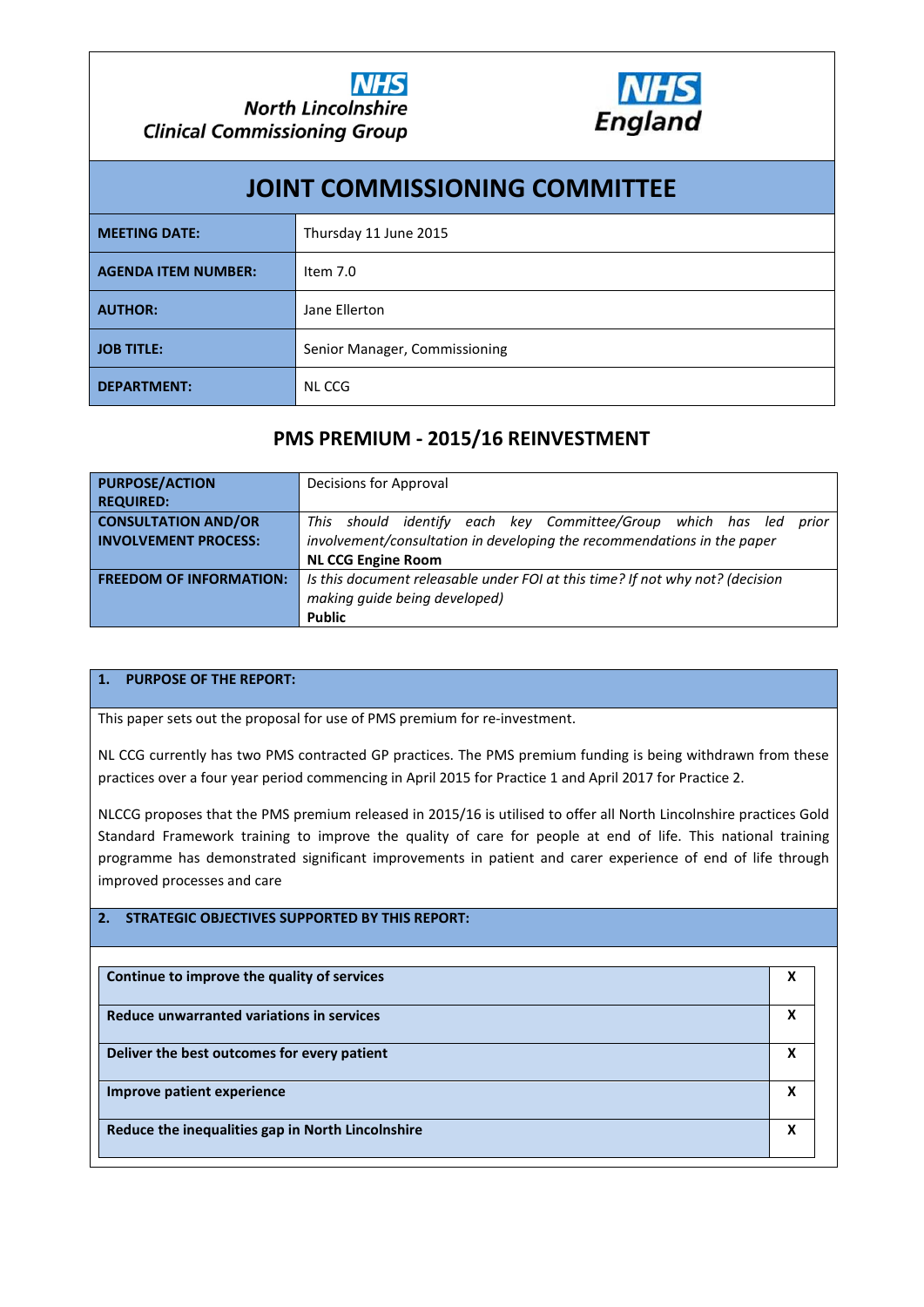NHS North Lincolnshire Clinical Commissioning Group

NHS England

# JOINT COMMISSIONING COMMITTEE

| | |
|---|---|
| **MEETING DATE:** | Thursday 11 June 2015 |
| **AGENDA ITEM NUMBER:** | Item 7.0 |
| **AUTHOR:** | Jane Ellerton |
| **JOB TITLE:** | Senior Manager, Commissioning |
| **DEPARTMENT:** | NL CCG |

## PMS PREMIUM - 2015/16 REINVESTMENT

| | |
|---|---|
| **PURPOSE/ACTION REQUIRED:** | Decisions for Approval |
| **CONSULTATION AND/OR INVOLVEMENT PROCESS:** | *This should identify each key Committee/Group which has led prior involvement/consultation in developing the recommendations in the paper*<br>**NL CCG Engine Room** |
| **FREEDOM OF INFORMATION:** | *Is this document releasable under FOI at this time? If not why not? (decision making guide being developed)*<br>**Public** |

### 1. PURPOSE OF THE REPORT:

This paper sets out the proposal for use of PMS premium for re-investment.

NL CCG currently has two PMS contracted GP practices. The PMS premium funding is being withdrawn from these practices over a four year period commencing in April 2015 for Practice 1 and April 2017 for Practice 2.

NLCCG proposes that the PMS premium released in 2015/16 is utilised to offer all North Lincolnshire practices Gold Standard Framework training to improve the quality of care for people at end of life. This national training programme has demonstrated significant improvements in patient and carer experience of end of life through improved processes and care

### 2. STRATEGIC OBJECTIVES SUPPORTED BY THIS REPORT:

| | |
|---|---|
| **Continue to improve the quality of services** | **X** |
| **Reduce unwarranted variations in services** | **X** |
| **Deliver the best outcomes for every patient** | **X** |
| **Improve patient experience** | **X** |
| **Reduce the inequalities gap in North Lincolnshire** | **X** |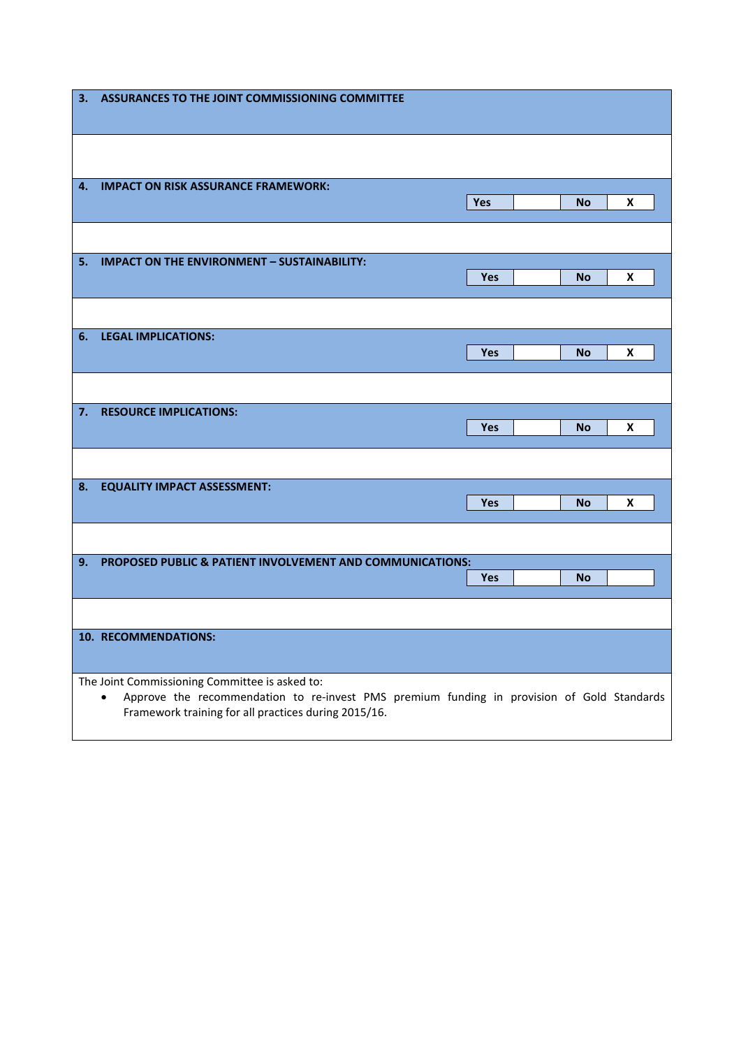## 3. ASSURANCES TO THE JOINT COMMISSIONING COMMITTEE

## 4. IMPACT ON RISK ASSURANCE FRAMEWORK:

| Yes | | No | X |
|---|---|---|---|

## 5. IMPACT ON THE ENVIRONMENT – SUSTAINABILITY:

| Yes | | No | X |
|---|---|---|---|

## 6. LEGAL IMPLICATIONS:

| Yes | | No | X |
|---|---|---|---|

## 7. RESOURCE IMPLICATIONS:

| Yes | | No | X |
|---|---|---|---|

## 8. EQUALITY IMPACT ASSESSMENT:

| Yes | | No | X |
|---|---|---|---|

## 9. PROPOSED PUBLIC & PATIENT INVOLVEMENT AND COMMUNICATIONS:

| Yes | | No | |
|---|---|---|---|

## 10. RECOMMENDATIONS:

The Joint Commissioning Committee is asked to:

- Approve the recommendation to re-invest PMS premium funding in provision of Gold Standards Framework training for all practices during 2015/16.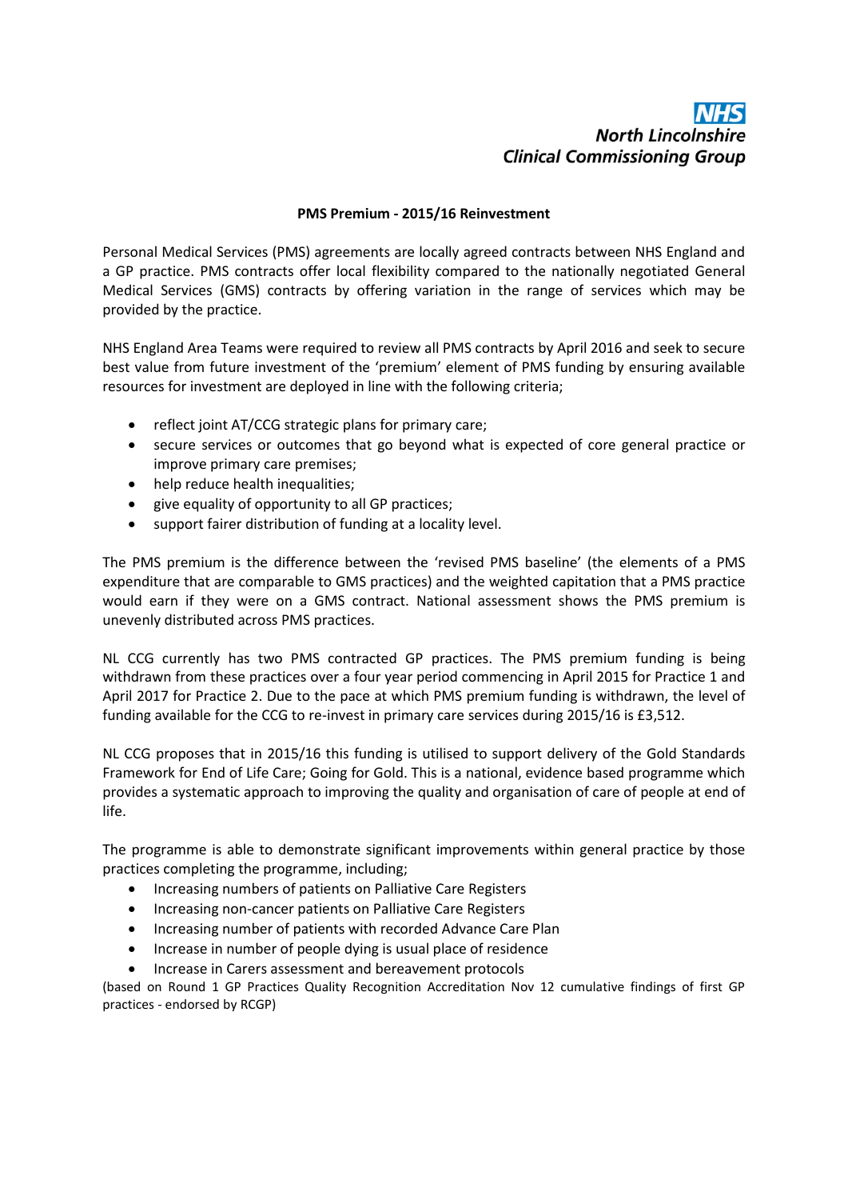**NHS North Lincolnshire Clinical Commissioning Group**

## PMS Premium - 2015/16 Reinvestment

Personal Medical Services (PMS) agreements are locally agreed contracts between NHS England and a GP practice. PMS contracts offer local flexibility compared to the nationally negotiated General Medical Services (GMS) contracts by offering variation in the range of services which may be provided by the practice.

NHS England Area Teams were required to review all PMS contracts by April 2016 and seek to secure best value from future investment of the 'premium' element of PMS funding by ensuring available resources for investment are deployed in line with the following criteria;

- reflect joint AT/CCG strategic plans for primary care;
- secure services or outcomes that go beyond what is expected of core general practice or improve primary care premises;
- help reduce health inequalities;
- give equality of opportunity to all GP practices;
- support fairer distribution of funding at a locality level.

The PMS premium is the difference between the 'revised PMS baseline' (the elements of a PMS expenditure that are comparable to GMS practices) and the weighted capitation that a PMS practice would earn if they were on a GMS contract. National assessment shows the PMS premium is unevenly distributed across PMS practices.

NL CCG currently has two PMS contracted GP practices. The PMS premium funding is being withdrawn from these practices over a four year period commencing in April 2015 for Practice 1 and April 2017 for Practice 2. Due to the pace at which PMS premium funding is withdrawn, the level of funding available for the CCG to re-invest in primary care services during 2015/16 is £3,512.

NL CCG proposes that in 2015/16 this funding is utilised to support delivery of the Gold Standards Framework for End of Life Care; Going for Gold. This is a national, evidence based programme which provides a systematic approach to improving the quality and organisation of care of people at end of life.

The programme is able to demonstrate significant improvements within general practice by those practices completing the programme, including;

- Increasing numbers of patients on Palliative Care Registers
- Increasing non-cancer patients on Palliative Care Registers
- Increasing number of patients with recorded Advance Care Plan
- Increase in number of people dying is usual place of residence
- Increase in Carers assessment and bereavement protocols

(based on Round 1 GP Practices Quality Recognition Accreditation Nov 12 cumulative findings of first GP practices - endorsed by RCGP)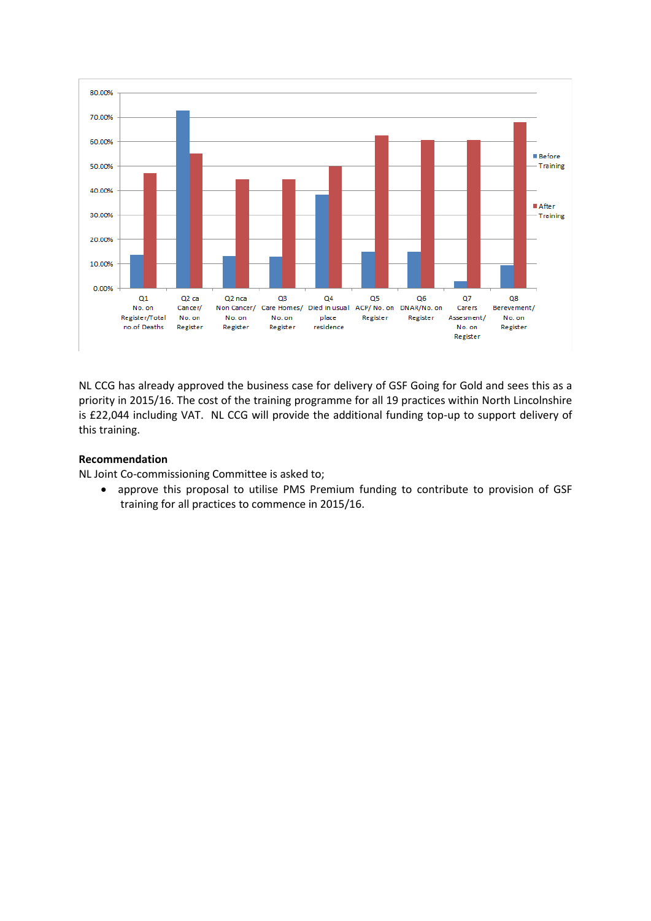80.00%
70.00%
60.00%
50.00%
40.00%
30.00%
20.00%
10.00%
0.00%

Before Training
After Training

Q1 No. on Register/Total no.of Deaths
Q2 ca Cancer/ No. on Register
Q2 nca Non Cancer/ No. on Register
Q3 Care Homes/ No. on Register
Q4 Died in usual place residence
Q5 ACP/ No. on Register
Q6 DNAR/No. on Register
Q7 Carers Assesment/ No. on Register
Q8 Berevement/ No. on Register

NL CCG has already approved the business case for delivery of GSF Going for Gold and sees this as a priority in 2015/16. The cost of the training programme for all 19 practices within North Lincolnshire is £22,044 including VAT. NL CCG will provide the additional funding top-up to support delivery of this training.

**Recommendation**

NL Joint Co-commissioning Committee is asked to;

- approve this proposal to utilise PMS Premium funding to contribute to provision of GSF training for all practices to commence in 2015/16.